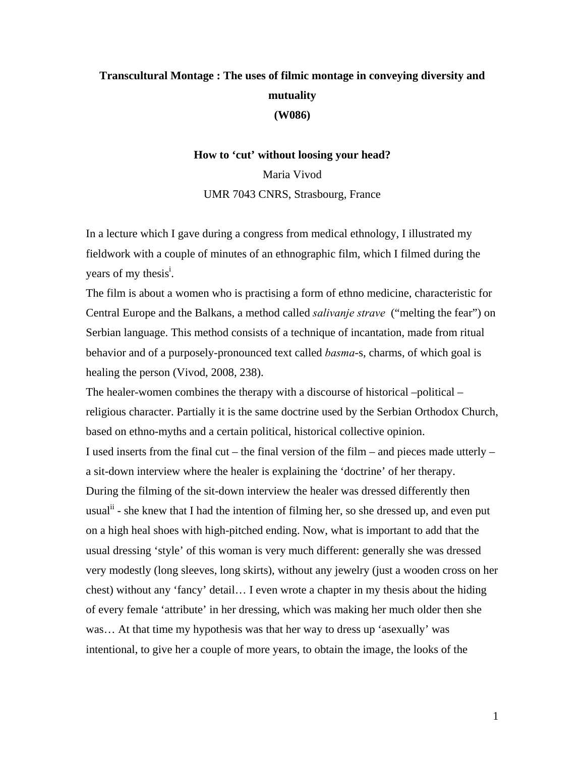**Transcultural Montage : The uses of filmic montage in conveying diversity and mutuality**

**(W086)**

**How to 'cut' without loosing your head?**

Maria Vivod

UMR 7043 CNRS, Strasbourg, France

In a lecture which I gave during a congress from medical ethnology, I illustrated my fieldwork with a couple of minutes of an ethnographic film, which I filmed during the years of my thesis[i].

The film is about a women who is practising a form of ethno medicine, characteristic for Central Europe and the Balkans, a method called *salivanje strave* ("melting the fear") on Serbian language. This method consists of a technique of incantation, made from ritual behavior and of a purposely-pronounced text called *basma*-s, charms, of which goal is healing the person (Vivod, 2008, 238).

The healer-women combines the therapy with a discourse of historical –political – religious character. Partially it is the same doctrine used by the Serbian Orthodox Church, based on ethno-myths and a certain political, historical collective opinion.

I used inserts from the final cut – the final version of the film – and pieces made utterly – a sit-down interview where the healer is explaining the 'doctrine' of her therapy.

During the filming of the sit-down interview the healer was dressed differently then usual[ii] - she knew that I had the intention of filming her, so she dressed up, and even put on a high heal shoes with high-pitched ending. Now, what is important to add that the usual dressing 'style' of this woman is very much different: generally she was dressed very modestly (long sleeves, long skirts), without any jewelry (just a wooden cross on her chest) without any 'fancy' detail… I even wrote a chapter in my thesis about the hiding of every female 'attribute' in her dressing, which was making her much older then she was… At that time my hypothesis was that her way to dress up 'asexually' was intentional, to give her a couple of more years, to obtain the image, the looks of the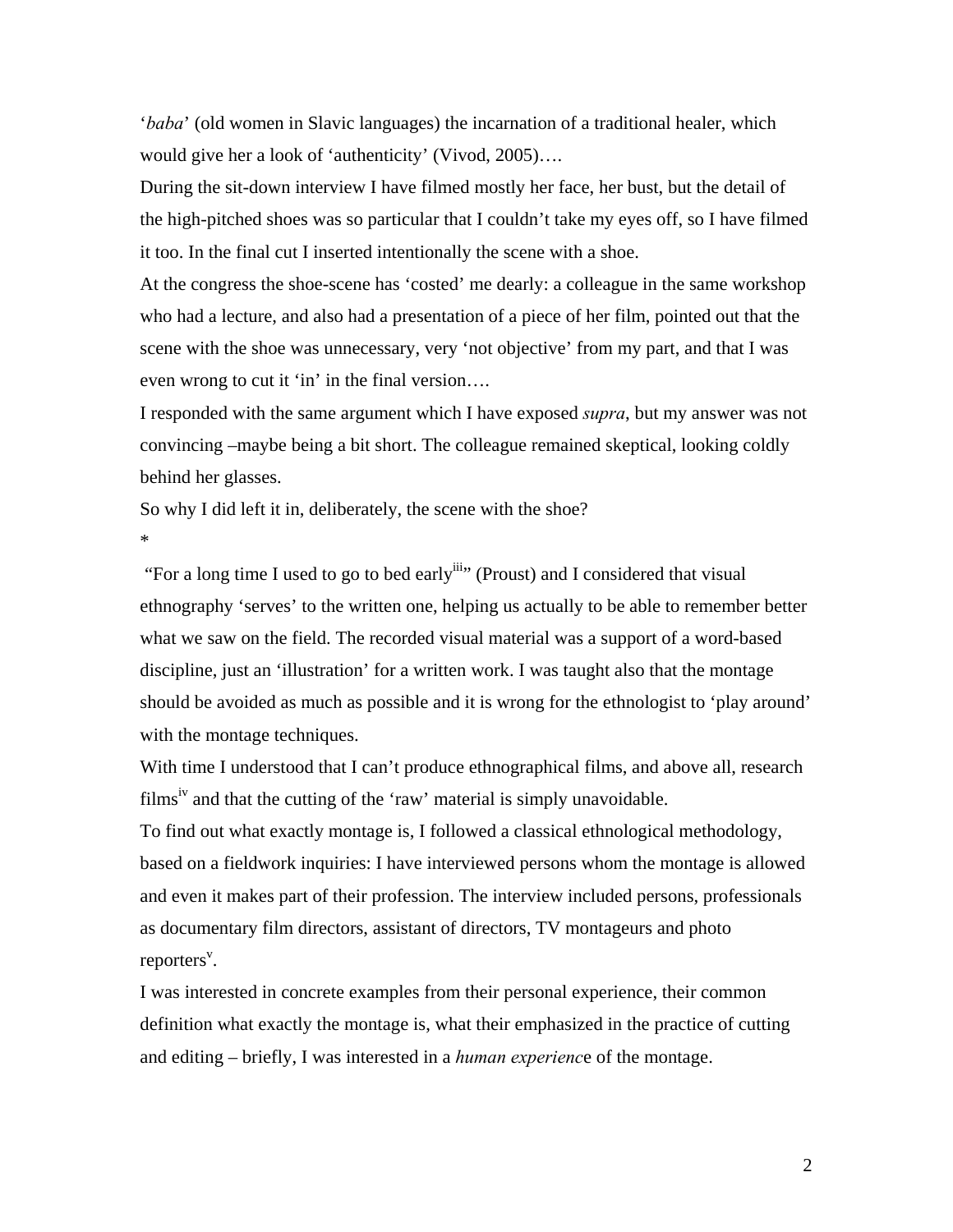‘*baba*’ (old women in Slavic languages) the incarnation of a traditional healer, which would give her a look of ‘authenticity’ (Vivod, 2005)….

During the sit-down interview I have filmed mostly her face, her bust, but the detail of the high-pitched shoes was so particular that I couldn’t take my eyes off, so I have filmed it too. In the final cut I inserted intentionally the scene with a shoe.

At the congress the shoe-scene has ‘costed’ me dearly: a colleague in the same workshop who had a lecture, and also had a presentation of a piece of her film, pointed out that the scene with the shoe was unnecessary, very ‘not objective’ from my part, and that I was even wrong to cut it ‘in’ in the final version….

I responded with the same argument which I have exposed *supra*, but my answer was not convincing –maybe being a bit short. The colleague remained skeptical, looking coldly behind her glasses.

So why I did left it in, deliberately, the scene with the shoe?

*

“For a long time I used to go to bed early[iii]” (Proust) and I considered that visual ethnography ‘serves’ to the written one, helping us actually to be able to remember better what we saw on the field. The recorded visual material was a support of a word-based discipline, just an ‘illustration’ for a written work. I was taught also that the montage should be avoided as much as possible and it is wrong for the ethnologist to ‘play around’ with the montage techniques.

With time I understood that I can’t produce ethnographical films, and above all, research films[iv] and that the cutting of the ‘raw’ material is simply unavoidable.

To find out what exactly montage is, I followed a classical ethnological methodology, based on a fieldwork inquiries: I have interviewed persons whom the montage is allowed and even it makes part of their profession. The interview included persons, professionals as documentary film directors, assistant of directors, TV montageurs and photo reporters[v].

I was interested in concrete examples from their personal experience, their common definition what exactly the montage is, what their emphasized in the practice of cutting and editing – briefly, I was interested in a *human experienc*e of the montage.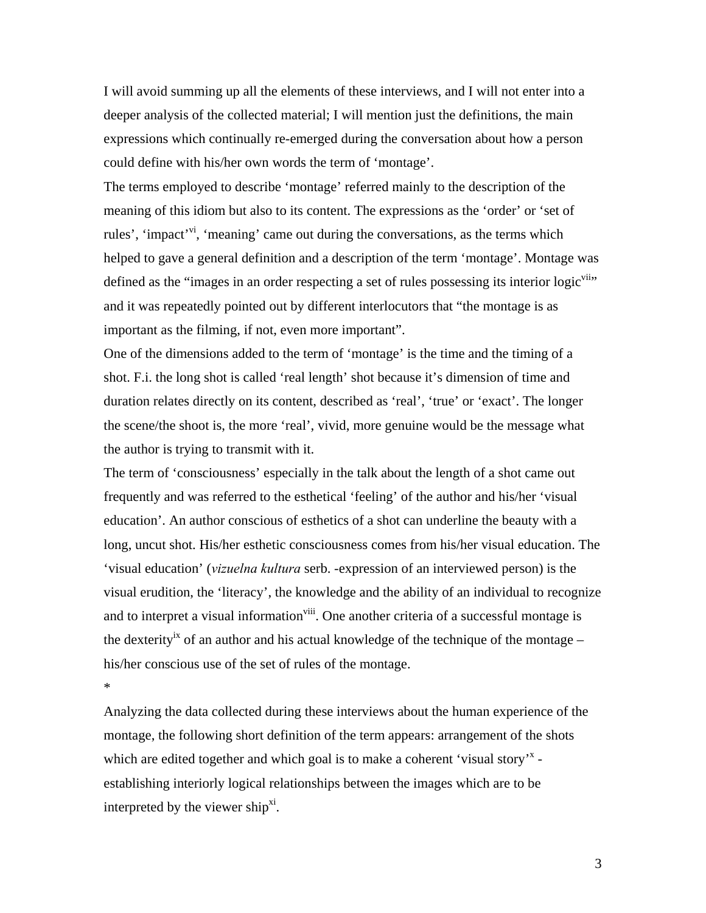I will avoid summing up all the elements of these interviews, and I will not enter into a deeper analysis of the collected material; I will mention just the definitions, the main expressions which continually re-emerged during the conversation about how a person could define with his/her own words the term of 'montage'.

The terms employed to describe 'montage' referred mainly to the description of the meaning of this idiom but also to its content. The expressions as the 'order' or 'set of rules', 'impact'[vi], 'meaning' came out during the conversations, as the terms which helped to gave a general definition and a description of the term 'montage'. Montage was defined as the "images in an order respecting a set of rules possessing its interior logic[vii]" and it was repeatedly pointed out by different interlocutors that "the montage is as important as the filming, if not, even more important".

One of the dimensions added to the term of 'montage' is the time and the timing of a shot. F.i. the long shot is called 'real length' shot because it's dimension of time and duration relates directly on its content, described as 'real', 'true' or 'exact'. The longer the scene/the shoot is, the more 'real', vivid, more genuine would be the message what the author is trying to transmit with it.

The term of 'consciousness' especially in the talk about the length of a shot came out frequently and was referred to the esthetical 'feeling' of the author and his/her 'visual education'. An author conscious of esthetics of a shot can underline the beauty with a long, uncut shot. His/her esthetic consciousness comes from his/her visual education. The 'visual education' (*vizuelna kultura* serb. -expression of an interviewed person) is the visual erudition, the 'literacy', the knowledge and the ability of an individual to recognize and to interpret a visual information[viii]. One another criteria of a successful montage is the dexterity[ix] of an author and his actual knowledge of the technique of the montage – his/her conscious use of the set of rules of the montage.

*

Analyzing the data collected during these interviews about the human experience of the montage, the following short definition of the term appears: arrangement of the shots which are edited together and which goal is to make a coherent 'visual story'[x] - establishing interiorly logical relationships between the images which are to be interpreted by the viewer ship[xi].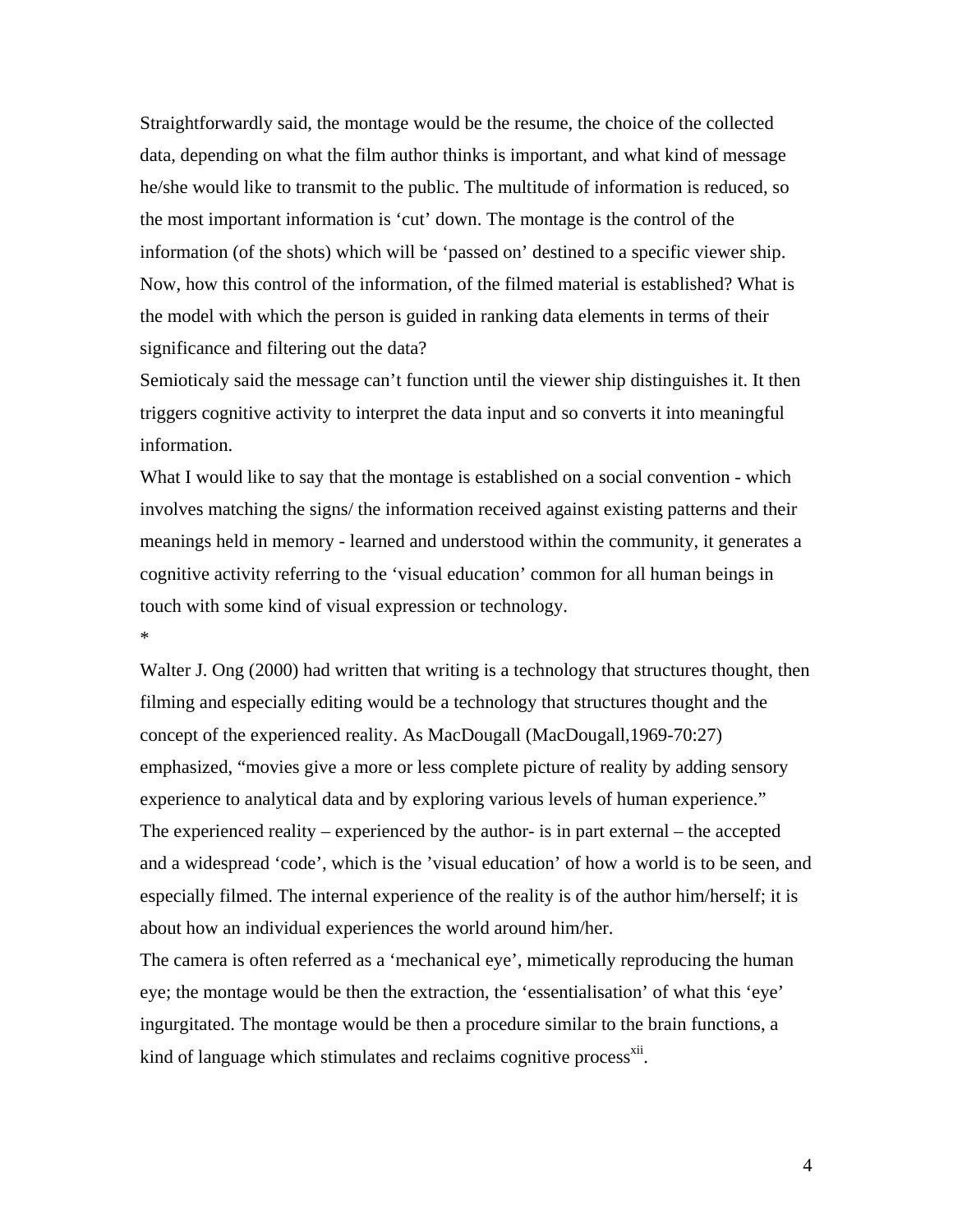Straightforwardly said, the montage would be the resume, the choice of the collected data, depending on what the film author thinks is important, and what kind of message he/she would like to transmit to the public. The multitude of information is reduced, so the most important information is 'cut' down. The montage is the control of the information (of the shots) which will be 'passed on' destined to a specific viewer ship. Now, how this control of the information, of the filmed material is established? What is the model with which the person is guided in ranking data elements in terms of their significance and filtering out the data?

Semioticaly said the message can't function until the viewer ship distinguishes it. It then triggers cognitive activity to interpret the data input and so converts it into meaningful information.

What I would like to say that the montage is established on a social convention - which involves matching the signs/ the information received against existing patterns and their meanings held in memory - learned and understood within the community, it generates a cognitive activity referring to the 'visual education' common for all human beings in touch with some kind of visual expression or technology.

*

Walter J. Ong (2000) had written that writing is a technology that structures thought, then filming and especially editing would be a technology that structures thought and the concept of the experienced reality. As MacDougall (MacDougall,1969-70:27) emphasized, "movies give a more or less complete picture of reality by adding sensory experience to analytical data and by exploring various levels of human experience."

The experienced reality – experienced by the author- is in part external – the accepted and a widespread 'code', which is the 'visual education' of how a world is to be seen, and especially filmed. The internal experience of the reality is of the author him/herself; it is about how an individual experiences the world around him/her.

The camera is often referred as a 'mechanical eye', mimetically reproducing the human eye; the montage would be then the extraction, the 'essentialisation' of what this 'eye' ingurgitated. The montage would be then a procedure similar to the brain functions, a kind of language which stimulates and reclaims cognitive process[xii].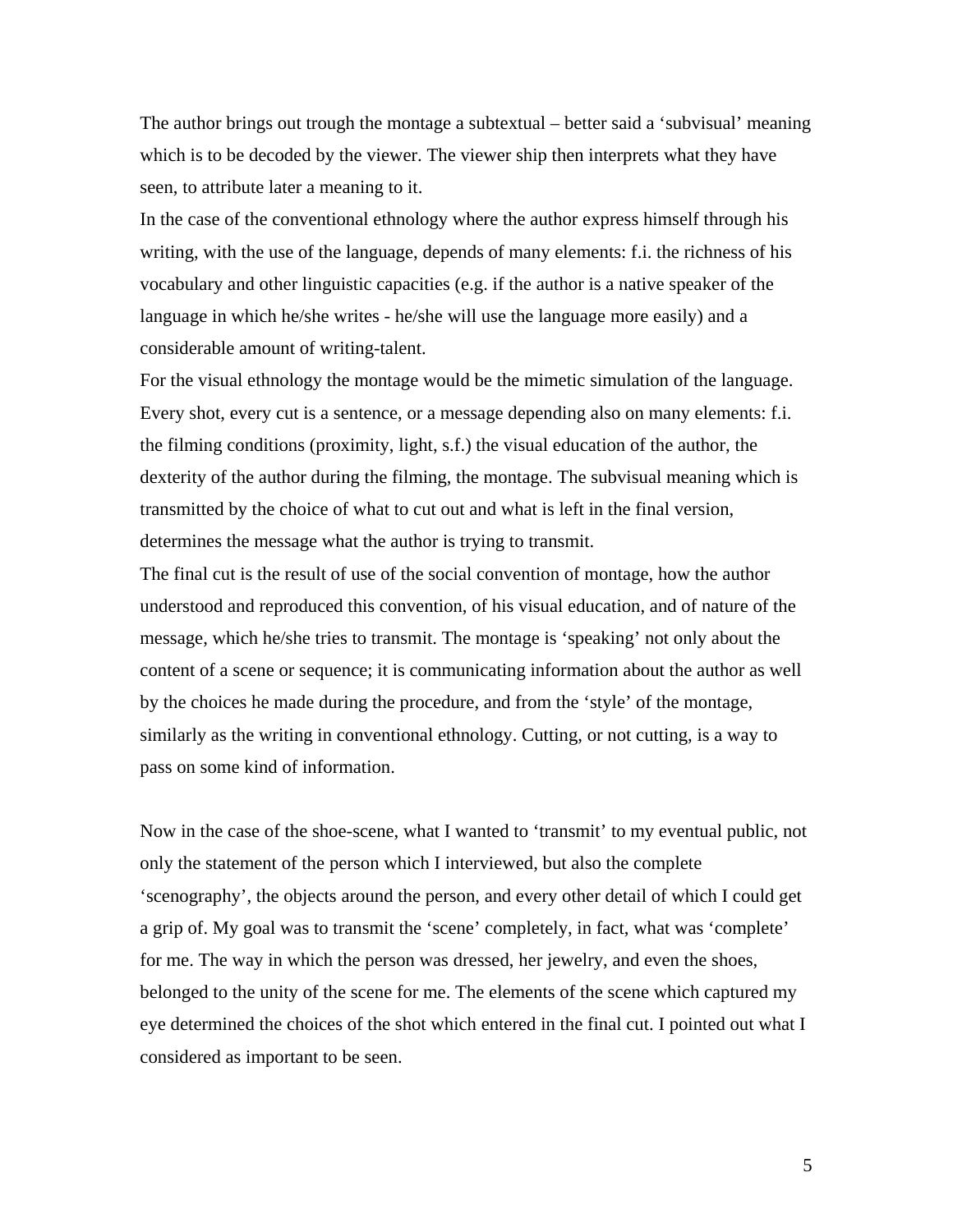The author brings out trough the montage a subtextual – better said a 'subvisual' meaning which is to be decoded by the viewer. The viewer ship then interprets what they have seen, to attribute later a meaning to it.

In the case of the conventional ethnology where the author express himself through his writing, with the use of the language, depends of many elements: f.i. the richness of his vocabulary and other linguistic capacities (e.g. if the author is a native speaker of the language in which he/she writes - he/she will use the language more easily) and a considerable amount of writing-talent.

For the visual ethnology the montage would be the mimetic simulation of the language. Every shot, every cut is a sentence, or a message depending also on many elements: f.i. the filming conditions (proximity, light, s.f.) the visual education of the author, the dexterity of the author during the filming, the montage. The subvisual meaning which is transmitted by the choice of what to cut out and what is left in the final version, determines the message what the author is trying to transmit.

The final cut is the result of use of the social convention of montage, how the author understood and reproduced this convention, of his visual education, and of nature of the message, which he/she tries to transmit. The montage is 'speaking' not only about the content of a scene or sequence; it is communicating information about the author as well by the choices he made during the procedure, and from the 'style' of the montage, similarly as the writing in conventional ethnology. Cutting, or not cutting, is a way to pass on some kind of information.

Now in the case of the shoe-scene, what I wanted to 'transmit' to my eventual public, not only the statement of the person which I interviewed, but also the complete 'scenography', the objects around the person, and every other detail of which I could get a grip of. My goal was to transmit the 'scene' completely, in fact, what was 'complete' for me. The way in which the person was dressed, her jewelry, and even the shoes, belonged to the unity of the scene for me. The elements of the scene which captured my eye determined the choices of the shot which entered in the final cut. I pointed out what I considered as important to be seen.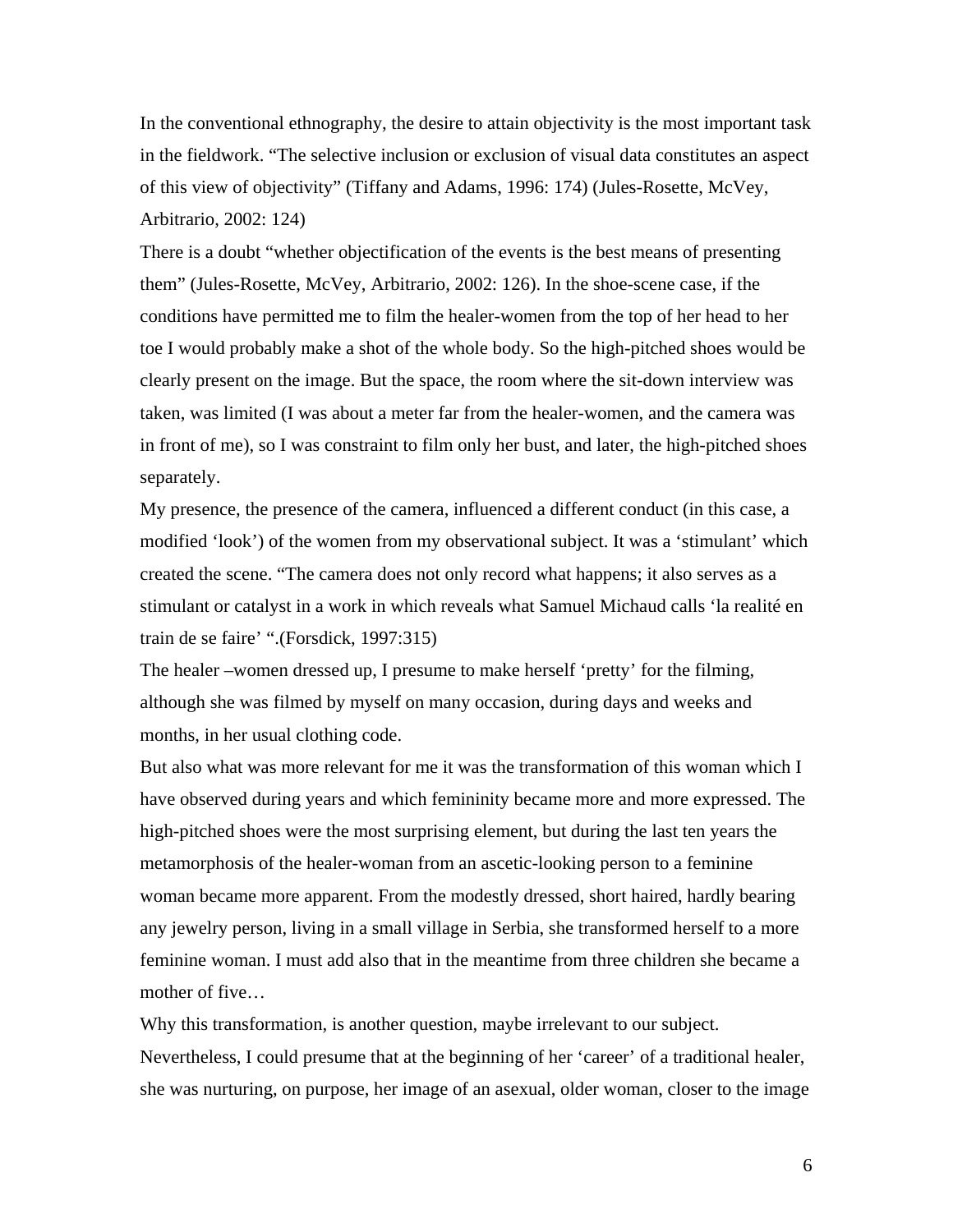In the conventional ethnography, the desire to attain objectivity is the most important task in the fieldwork. "The selective inclusion or exclusion of visual data constitutes an aspect of this view of objectivity" (Tiffany and Adams, 1996: 174) (Jules-Rosette, McVey, Arbitrario, 2002: 124)

There is a doubt "whether objectification of the events is the best means of presenting them" (Jules-Rosette, McVey, Arbitrario, 2002: 126). In the shoe-scene case, if the conditions have permitted me to film the healer-women from the top of her head to her toe I would probably make a shot of the whole body. So the high-pitched shoes would be clearly present on the image. But the space, the room where the sit-down interview was taken, was limited (I was about a meter far from the healer-women, and the camera was in front of me), so I was constraint to film only her bust, and later, the high-pitched shoes separately.

My presence, the presence of the camera, influenced a different conduct (in this case, a modified 'look') of the women from my observational subject. It was a 'stimulant' which created the scene. "The camera does not only record what happens; it also serves as a stimulant or catalyst in a work in which reveals what Samuel Michaud calls 'la realité en train de se faire' ".(Forsdick, 1997:315)

The healer –women dressed up, I presume to make herself 'pretty' for the filming, although she was filmed by myself on many occasion, during days and weeks and months, in her usual clothing code.

But also what was more relevant for me it was the transformation of this woman which I have observed during years and which femininity became more and more expressed. The high-pitched shoes were the most surprising element, but during the last ten years the metamorphosis of the healer-woman from an ascetic-looking person to a feminine woman became more apparent. From the modestly dressed, short haired, hardly bearing any jewelry person, living in a small village in Serbia, she transformed herself to a more feminine woman. I must add also that in the meantime from three children she became a mother of five…

Why this transformation, is another question, maybe irrelevant to our subject. Nevertheless, I could presume that at the beginning of her 'career' of a traditional healer, she was nurturing, on purpose, her image of an asexual, older woman, closer to the image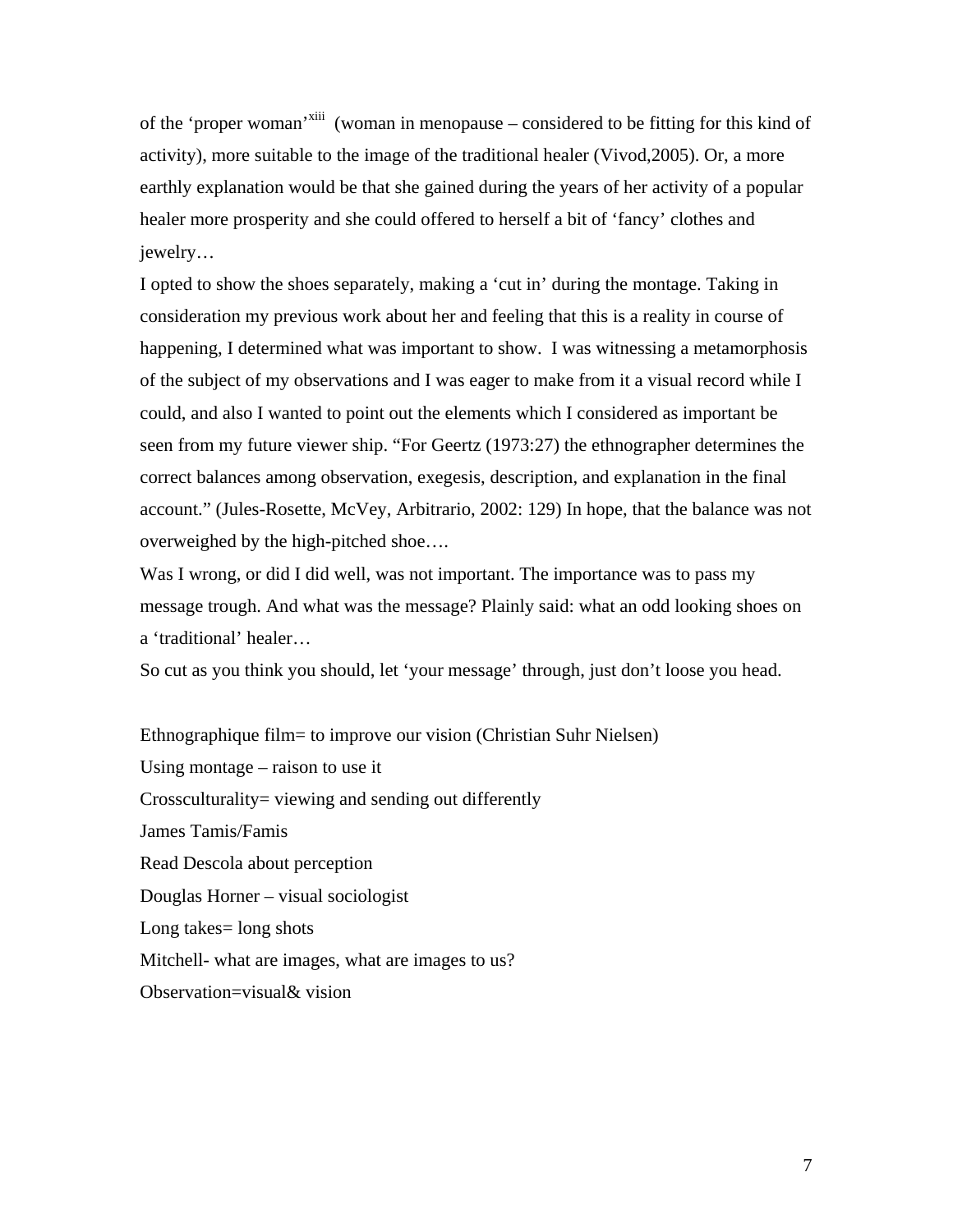of the 'proper woman'[xiii] (woman in menopause – considered to be fitting for this kind of activity), more suitable to the image of the traditional healer (Vivod,2005). Or, a more earthly explanation would be that she gained during the years of her activity of a popular healer more prosperity and she could offered to herself a bit of 'fancy' clothes and jewelry…

I opted to show the shoes separately, making a 'cut in' during the montage. Taking in consideration my previous work about her and feeling that this is a reality in course of happening, I determined what was important to show. I was witnessing a metamorphosis of the subject of my observations and I was eager to make from it a visual record while I could, and also I wanted to point out the elements which I considered as important be seen from my future viewer ship. "For Geertz (1973:27) the ethnographer determines the correct balances among observation, exegesis, description, and explanation in the final account." (Jules-Rosette, McVey, Arbitrario, 2002: 129) In hope, that the balance was not overweighed by the high-pitched shoe….

Was I wrong, or did I did well, was not important. The importance was to pass my message trough. And what was the message? Plainly said: what an odd looking shoes on a 'traditional' healer…

So cut as you think you should, let 'your message' through, just don't loose you head.

Ethnographique film= to improve our vision (Christian Suhr Nielsen)

Using montage – raison to use it

Crossculturality= viewing and sending out differently

James Tamis/Famis

Read Descola about perception

Douglas Horner – visual sociologist

Long takes= long shots

Mitchell- what are images, what are images to us?

Observation=visual& vision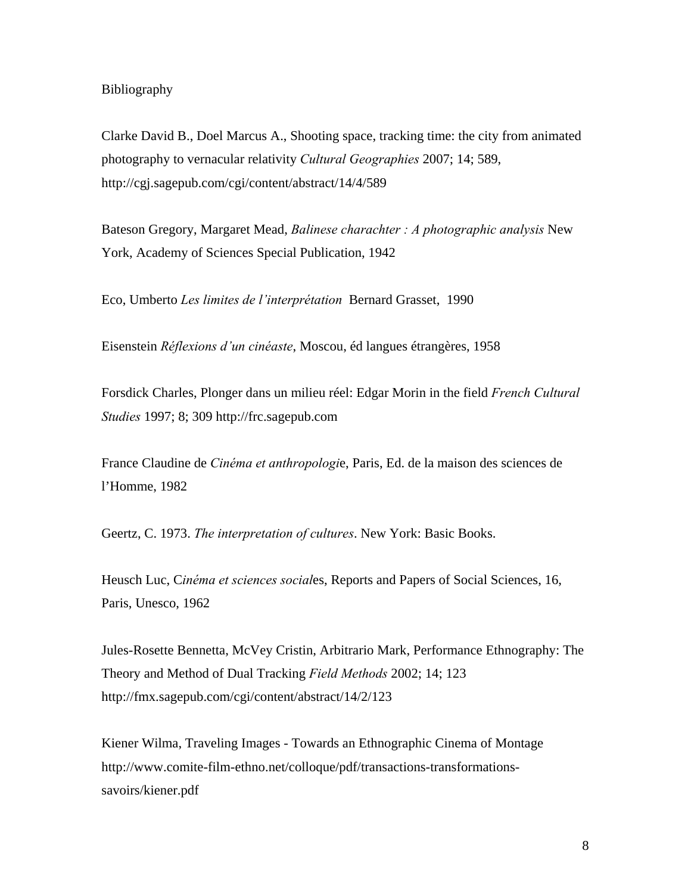Bibliography

Clarke David B., Doel Marcus A., Shooting space, tracking time: the city from animated photography to vernacular relativity *Cultural Geographies* 2007; 14; 589, http://cgj.sagepub.com/cgi/content/abstract/14/4/589

Bateson Gregory, Margaret Mead, *Balinese charachter : A photographic analysis* New York, Academy of Sciences Special Publication, 1942

Eco, Umberto *Les limites de l'interprétation* Bernard Grasset, 1990

Eisenstein *Réflexions d'un cinéaste*, Moscou, éd langues étrangères, 1958

Forsdick Charles, Plonger dans un milieu réel: Edgar Morin in the field *French Cultural Studies* 1997; 8; 309 http://frc.sagepub.com

France Claudine de *Cinéma et anthropologi*e, Paris, Ed. de la maison des sciences de l'Homme, 1982

Geertz, C. 1973. *The interpretation of cultures*. New York: Basic Books.

Heusch Luc, C*inéma et sciences social*es, Reports and Papers of Social Sciences, 16, Paris, Unesco, 1962

Jules-Rosette Bennetta, McVey Cristin, Arbitrario Mark, Performance Ethnography: The Theory and Method of Dual Tracking *Field Methods* 2002; 14; 123 http://fmx.sagepub.com/cgi/content/abstract/14/2/123

Kiener Wilma, Traveling Images - Towards an Ethnographic Cinema of Montage http://www.comite-film-ethno.net/colloque/pdf/transactions-transformations-savoirs/kiener.pdf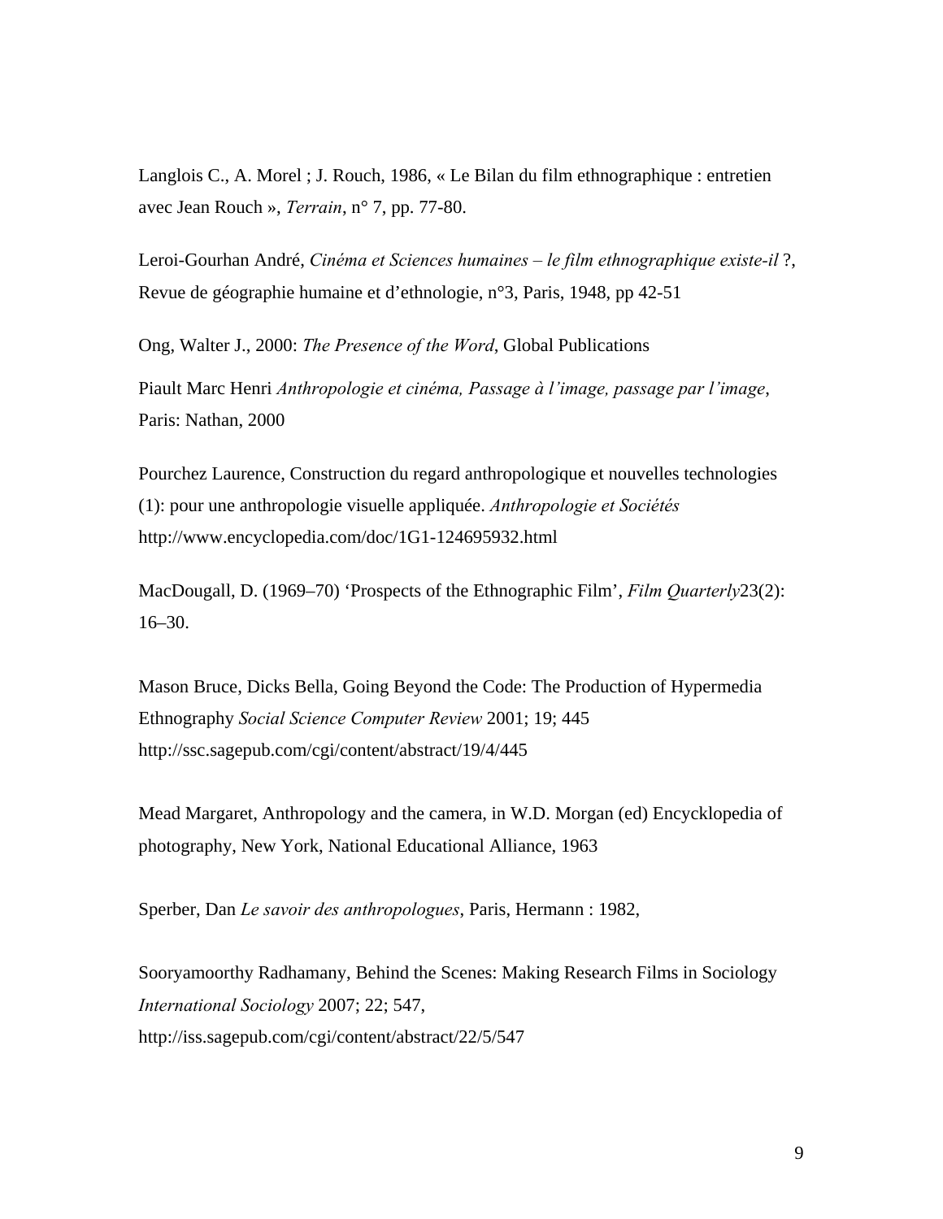Langlois C., A. Morel ; J. Rouch, 1986, « Le Bilan du film ethnographique : entretien avec Jean Rouch », *Terrain*, n° 7, pp. 77-80.

Leroi-Gourhan André, *Cinéma et Sciences humaines – le film ethnographique existe-il* ?, Revue de géographie humaine et d'ethnologie, n°3, Paris, 1948, pp 42-51

Ong, Walter J., 2000: *The Presence of the Word*, Global Publications

Piault Marc Henri *Anthropologie et cinéma, Passage à l'image, passage par l'image*, Paris: Nathan, 2000

Pourchez Laurence, Construction du regard anthropologique et nouvelles technologies (1): pour une anthropologie visuelle appliquée. *Anthropologie et Sociétés* http://www.encyclopedia.com/doc/1G1-124695932.html

MacDougall, D. (1969–70) 'Prospects of the Ethnographic Film', *Film Quarterly*23(2): 16–30.

Mason Bruce, Dicks Bella, Going Beyond the Code: The Production of Hypermedia Ethnography *Social Science Computer Review* 2001; 19; 445 http://ssc.sagepub.com/cgi/content/abstract/19/4/445

Mead Margaret, Anthropology and the camera, in W.D. Morgan (ed) Encycklopedia of photography, New York, National Educational Alliance, 1963

Sperber, Dan *Le savoir des anthropologues*, Paris, Hermann : 1982,

Sooryamoorthy Radhamany, Behind the Scenes: Making Research Films in Sociology *International Sociology* 2007; 22; 547,
http://iss.sagepub.com/cgi/content/abstract/22/5/547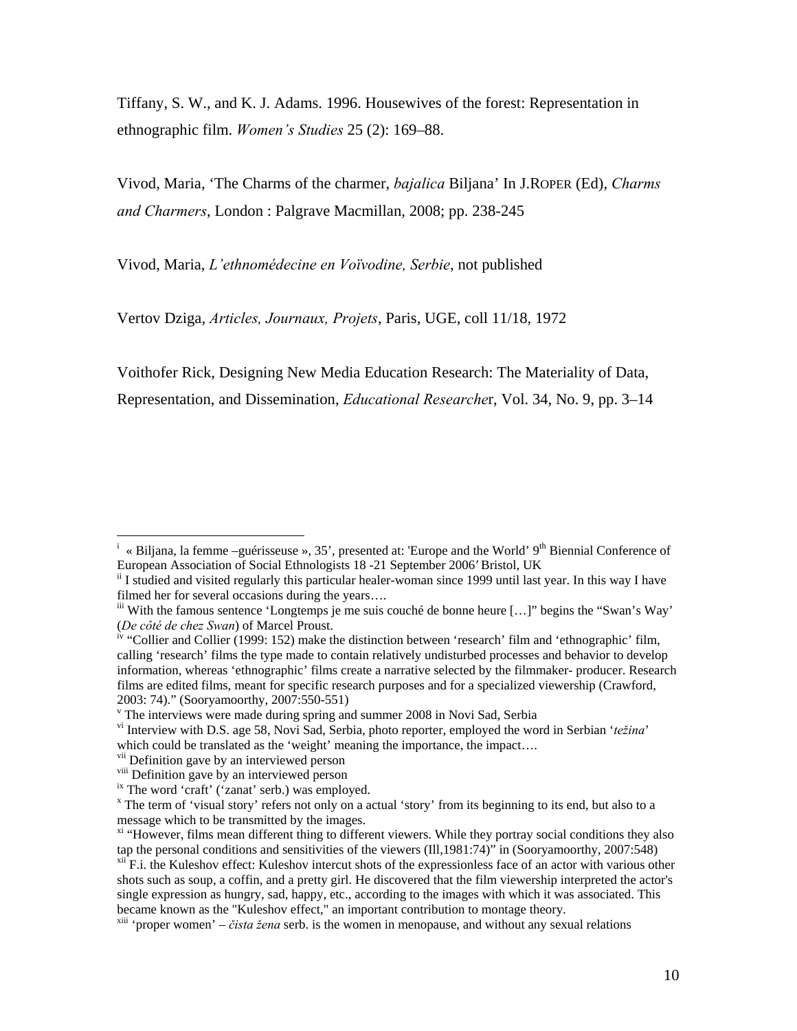Tiffany, S. W., and K. J. Adams. 1996. Housewives of the forest: Representation in ethnographic film. *Women's Studies* 25 (2): 169–88.

Vivod, Maria, 'The Charms of the charmer, *bajalica* Biljana' In J.ROPER (Ed), *Charms and Charmers*, London : Palgrave Macmillan, 2008; pp. 238-245

Vivod, Maria, *L'ethnomédecine en Voïvodine, Serbie*, not published

Vertov Dziga, *Articles, Journaux, Projets*, Paris, UGE, coll 11/18, 1972

Voithofer Rick, Designing New Media Education Research: The Materiality of Data, Representation, and Dissemination, *Educational Researche*r, Vol. 34, No. 9, pp. 3–14

---

[i] « Biljana, la femme –guérisseuse », 35', presented at: 'Europe and the World' 9th Biennial Conference of European Association of Social Ethnologists 18 -21 September 2006′ Bristol, UK

[ii] I studied and visited regularly this particular healer-woman since 1999 until last year. In this way I have filmed her for several occasions during the years….

[iii] With the famous sentence 'Longtemps je me suis couché de bonne heure […]" begins the "Swan's Way" (*De côté de chez Swan*) of Marcel Proust.

[iv] "Collier and Collier (1999: 152) make the distinction between 'research' film and 'ethnographic' film, calling 'research' films the type made to contain relatively undisturbed processes and behavior to develop information, whereas 'ethnographic' films create a narrative selected by the filmmaker- producer. Research films are edited films, meant for specific research purposes and for a specialized viewership (Crawford, 2003: 74)." (Sooryamoorthy, 2007:550-551)

[v] The interviews were made during spring and summer 2008 in Novi Sad, Serbia

[vi] Interview with D.S. age 58, Novi Sad, Serbia, photo reporter, employed the word in Serbian '*težina*' which could be translated as the 'weight' meaning the importance, the impact….

[vii] Definition gave by an interviewed person

[viii] Definition gave by an interviewed person

[ix] The word 'craft' ('zanat' serb.) was employed.

[x] The term of 'visual story' refers not only on a actual 'story' from its beginning to its end, but also to a message which to be transmitted by the images.

[xi] "However, films mean different thing to different viewers. While they portray social conditions they also tap the personal conditions and sensitivities of the viewers (Ill,1981:74)" in (Sooryamoorthy, 2007:548)

[xii] F.i. the Kuleshov effect: Kuleshov intercut shots of the expressionless face of an actor with various other shots such as soup, a coffin, and a pretty girl. He discovered that the film viewership interpreted the actor's single expression as hungry, sad, happy, etc., according to the images with which it was associated. This became known as the "Kuleshov effect," an important contribution to montage theory.

[xiii] 'proper women' – *čista žena* serb. is the women in menopause, and without any sexual relations